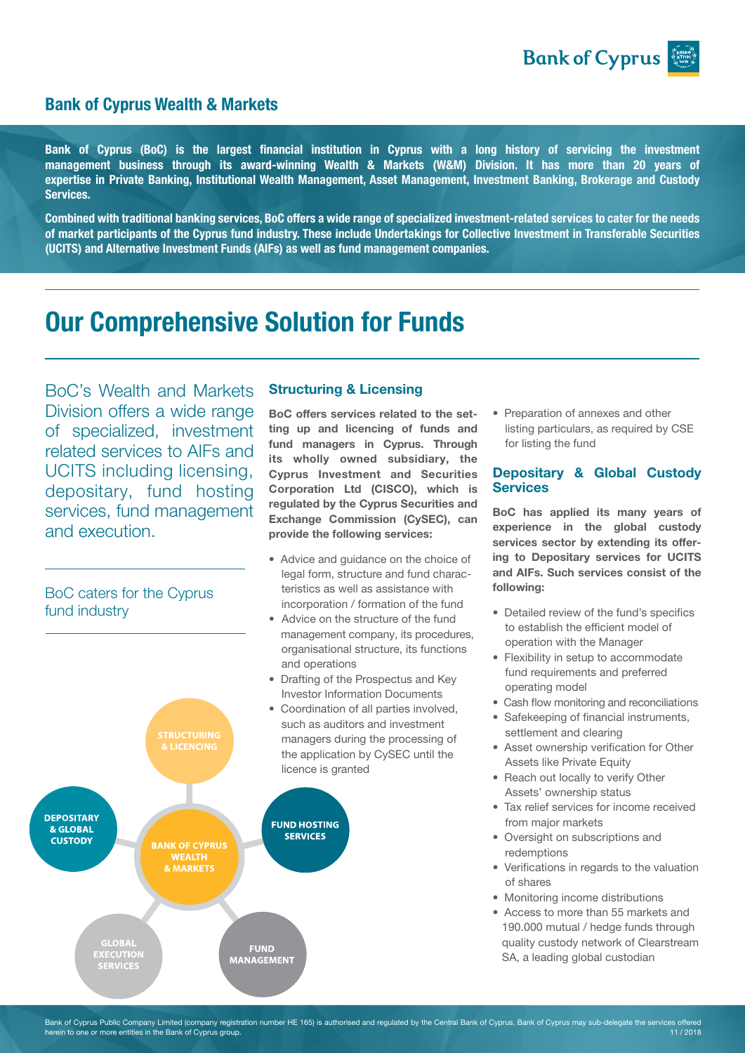## Bank of Cyprus Wealth & Markets

**Bank of Cyprus (BoC) is the largest financial institution in Cyprus with a long history of servicing the investment management business through its award-winning Wealth & Markets (W&M) Division. It has more than 20 years of expertise in Private Banking, Institutional Wealth Management, Asset Management, Investment Banking, Brokerage and Custody Services.**

**Combined with traditional banking services, BoC offers a wide range of specialized investment-related services to cater for the needs of market participants of the Cyprus fund industry. These include Undertakings for Collective Investment in Transferable Securities (UCITS) and Alternative Investment Funds (AIFs) as well as fund management companies.**

# Our Comprehensive Solution for Funds

BoC's Wealth and Markets Division offers a wide range of specialized, investment related services to AIFs and UCITS including licensing, depositary, fund hosting services, fund management and execution.

BoC caters for the Cyprus fund industry

STRUCTURING & LICENCING

DEPOSITARY & GLOBAL CUSTODY

BANK OF CYPRUS WEALTH & MARKETS

FUND HOSTING SERVICES

GLOBAL EXECUTION SERVICES

FUND MANAGEMENT

### Structuring & Licensing

**BoC offers services related to the setting up and licencing of funds and fund managers in Cyprus. Through its wholly owned subsidiary, the Cyprus Investment and Securities Corporation Ltd (CISCO), which is regulated by the Cyprus Securities and Exchange Commission (CySEC), can provide the following services:**

- Advice and guidance on the choice of legal form, structure and fund characteristics as well as assistance with incorporation / formation of the fund
- Advice on the structure of the fund management company, its procedures, organisational structure, its functions and operations
- Drafting of the Prospectus and Key Investor Information Documents
- Coordination of all parties involved, such as auditors and investment managers during the processing of the application by CySEC until the licence is granted
- Preparation of annexes and other listing particulars, as required by CSE for listing the fund

### Depositary & Global Custody Services

**BoC has applied its many years of experience in the global custody services sector by extending its offering to Depositary services for UCITS and AIFs. Such services consist of the following:**

- Detailed review of the fund's specifics to establish the efficient model of operation with the Manager
- Flexibility in setup to accommodate fund requirements and preferred operating model
- Cash flow monitoring and reconciliations
- Safekeeping of financial instruments, settlement and clearing
- Asset ownership verification for Other Assets like Private Equity
- Reach out locally to verify Other Assets' ownership status
- Tax relief services for income received from major markets
- Oversight on subscriptions and redemptions
- Verifications in regards to the valuation of shares
- Monitoring income distributions
- Access to more than 55 markets and 190.000 mutual / hedge funds through quality custody network of Clearstream SA, a leading global custodian

Bank of Cyprus Public Company Limited (company registration number HE 165) is authorised and regulated by the Central Bank of Cyprus. Bank of Cyprus may sub-delegate the services offered herein to one or more entities in the Bank of Cyprus group.

11 / 2018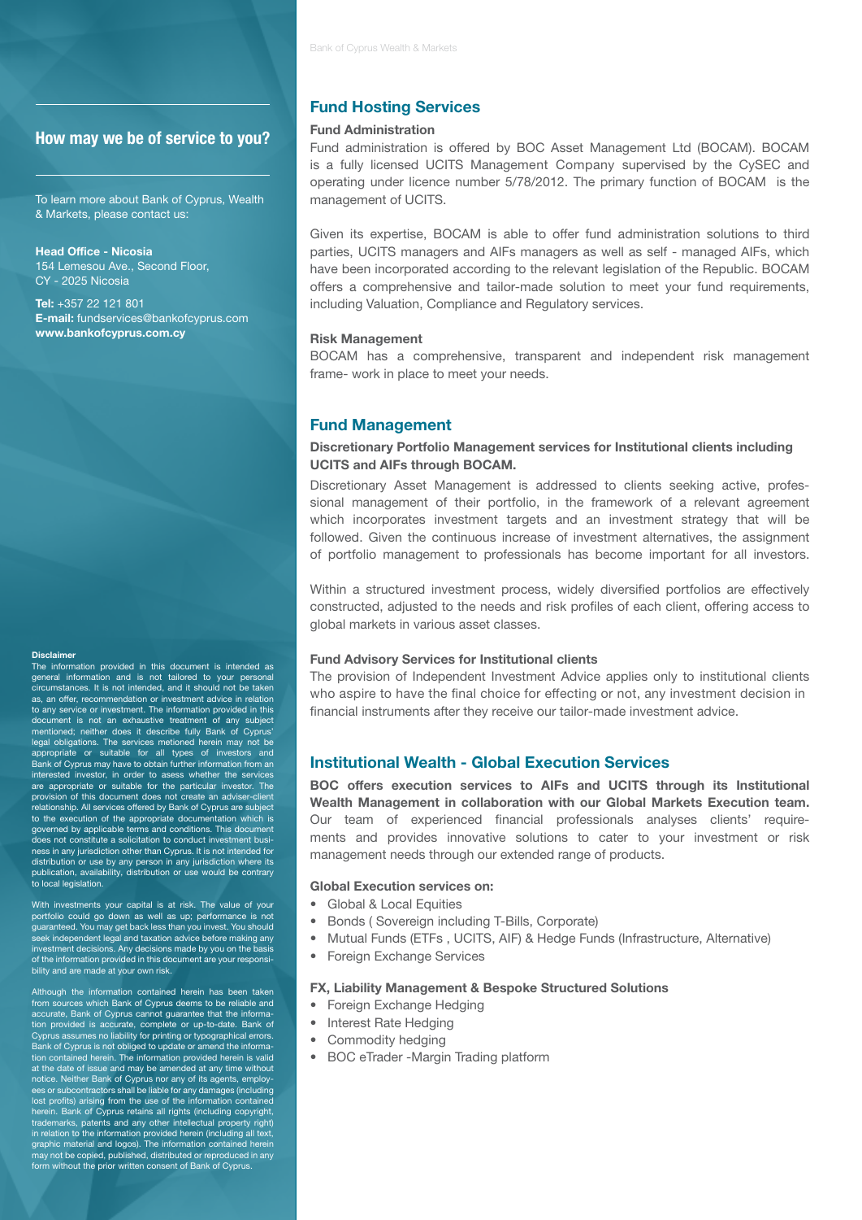## How may we be of service to you?

To learn more about Bank of Cyprus, Wealth & Markets, please contact us:

**Head Office - Nicosia**
154 Lemesou Ave., Second Floor,
CY - 2025 Nicosia

**Tel:** +357 22 121 801
**E-mail:** fundservices@bankofcyprus.com
**www.bankofcyprus.com.cy**

**Disclaimer**
The information provided in this document is intended as general information and is not tailored to your personal circumstances. It is not intended, and it should not be taken as, an offer, recommendation or investment advice in relation to any service or investment. The information provided in this document is not an exhaustive treatment of any subject mentioned; neither does it describe fully Bank of Cyprus' legal obligations. The services metioned herein may not be appropriate or suitable for all types of investors and Bank of Cyprus may have to obtain further information from an interested investor, in order to asess whether the services are appropriate or suitable for the particular investor. The provision of this document does not create an adviser-client relationship. All services offered by Bank of Cyprus are subject to the execution of the appropriate documentation which is governed by applicable terms and conditions. This document does not constitute a solicitation to conduct investment business in any jurisdiction other than Cyprus. It is not intended for distribution or use by any person in any jurisdiction where its publication, availability, distribution or use would be contrary to local legislation.

With investments your capital is at risk. The value of your portfolio could go down as well as up; performance is not guaranteed. You may get back less than you invest. You should seek independent legal and taxation advice before making any investment decisions. Any decisions made by you on the basis of the information provided in this document are your responsibility and are made at your own risk.

Although the information contained herein has been taken from sources which Bank of Cyprus deems to be reliable and accurate, Bank of Cyprus cannot guarantee that the information provided is accurate, complete or up-to-date. Bank of Cyprus assumes no liability for printing or typographical errors. Bank of Cyprus is not obliged to update or amend the information contained herein. The information provided herein is valid at the date of issue and may be amended at any time without notice. Neither Bank of Cyprus nor any of its agents, employees or subcontractors shall be liable for any damages (including lost profits) arising from the use of the information contained herein. Bank of Cyprus retains all rights (including copyright, trademarks, patents and any other intellectual property right) in relation to the information provided herein (including all text, graphic material and logos). The information contained herein may not be copied, published, distributed or reproduced in any form without the prior written consent of Bank of Cyprus.

## Fund Hosting Services

### Fund Administration

Fund administration is offered by BOC Asset Management Ltd (BOCAM). BOCAM is a fully licensed UCITS Management Company supervised by the CySEC and operating under licence number 5/78/2012. The primary function of BOCAM is the management of UCITS.

Given its expertise, BOCAM is able to offer fund administration solutions to third parties, UCITS managers and AIFs managers as well as self - managed AIFs, which have been incorporated according to the relevant legislation of the Republic. BOCAM offers a comprehensive and tailor-made solution to meet your fund requirements, including Valuation, Compliance and Regulatory services.

### Risk Management

BOCAM has a comprehensive, transparent and independent risk management frame- work in place to meet your needs.

## Fund Management

### Discretionary Portfolio Management services for Institutional clients including UCITS and AIFs through BOCAM.

Discretionary Asset Management is addressed to clients seeking active, professional management of their portfolio, in the framework of a relevant agreement which incorporates investment targets and an investment strategy that will be followed. Given the continuous increase of investment alternatives, the assignment of portfolio management to professionals has become important for all investors.

Within a structured investment process, widely diversified portfolios are effectively constructed, adjusted to the needs and risk profiles of each client, offering access to global markets in various asset classes.

### Fund Advisory Services for Institutional clients

The provision of Independent Investment Advice applies only to institutional clients who aspire to have the final choice for effecting or not, any investment decision in financial instruments after they receive our tailor-made investment advice.

## Institutional Wealth - Global Execution Services

**BOC offers execution services to AIFs and UCITS through its Institutional Wealth Management in collaboration with our Global Markets Execution team.** Our team of experienced financial professionals analyses clients' requirements and provides innovative solutions to cater to your investment or risk management needs through our extended range of products.

### Global Execution services on:

- Global & Local Equities
- Bonds ( Sovereign including T-Bills, Corporate)
- Mutual Funds (ETFs , UCITS, AIF) & Hedge Funds (Infrastructure, Alternative)
- Foreign Exchange Services

### FX, Liability Management & Bespoke Structured Solutions

- Foreign Exchange Hedging
- Interest Rate Hedging
- Commodity hedging
- BOC eTrader -Margin Trading platform